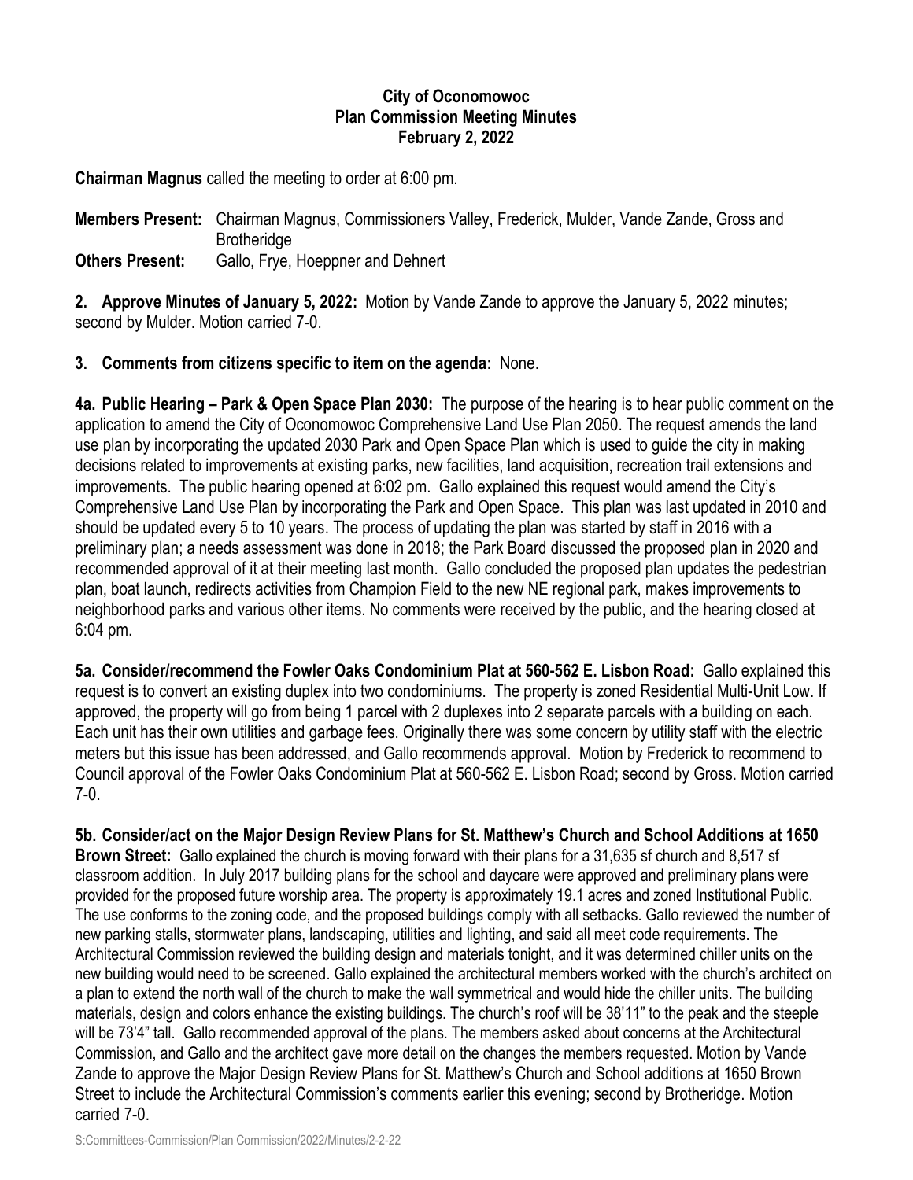**City of Oconomowoc**
**Plan Commission Meeting Minutes**
**February 2, 2022**

**Chairman Magnus** called the meeting to order at 6:00 pm.

**Members Present:** Chairman Magnus, Commissioners Valley, Frederick, Mulder, Vande Zande, Gross and Brotheridge
**Others Present:** Gallo, Frye, Hoeppner and Dehnert

**2. Approve Minutes of January 5, 2022:** Motion by Vande Zande to approve the January 5, 2022 minutes; second by Mulder. Motion carried 7-0.

**3. Comments from citizens specific to item on the agenda:** None.

**4a. Public Hearing – Park & Open Space Plan 2030:** The purpose of the hearing is to hear public comment on the application to amend the City of Oconomowoc Comprehensive Land Use Plan 2050. The request amends the land use plan by incorporating the updated 2030 Park and Open Space Plan which is used to guide the city in making decisions related to improvements at existing parks, new facilities, land acquisition, recreation trail extensions and improvements. The public hearing opened at 6:02 pm. Gallo explained this request would amend the City's Comprehensive Land Use Plan by incorporating the Park and Open Space. This plan was last updated in 2010 and should be updated every 5 to 10 years. The process of updating the plan was started by staff in 2016 with a preliminary plan; a needs assessment was done in 2018; the Park Board discussed the proposed plan in 2020 and recommended approval of it at their meeting last month. Gallo concluded the proposed plan updates the pedestrian plan, boat launch, redirects activities from Champion Field to the new NE regional park, makes improvements to neighborhood parks and various other items. No comments were received by the public, and the hearing closed at 6:04 pm.

**5a. Consider/recommend the Fowler Oaks Condominium Plat at 560-562 E. Lisbon Road:** Gallo explained this request is to convert an existing duplex into two condominiums. The property is zoned Residential Multi-Unit Low. If approved, the property will go from being 1 parcel with 2 duplexes into 2 separate parcels with a building on each. Each unit has their own utilities and garbage fees. Originally there was some concern by utility staff with the electric meters but this issue has been addressed, and Gallo recommends approval. Motion by Frederick to recommend to Council approval of the Fowler Oaks Condominium Plat at 560-562 E. Lisbon Road; second by Gross. Motion carried 7-0.

**5b. Consider/act on the Major Design Review Plans for St. Matthew's Church and School Additions at 1650 Brown Street:** Gallo explained the church is moving forward with their plans for a 31,635 sf church and 8,517 sf classroom addition. In July 2017 building plans for the school and daycare were approved and preliminary plans were provided for the proposed future worship area. The property is approximately 19.1 acres and zoned Institutional Public. The use conforms to the zoning code, and the proposed buildings comply with all setbacks. Gallo reviewed the number of new parking stalls, stormwater plans, landscaping, utilities and lighting, and said all meet code requirements. The Architectural Commission reviewed the building design and materials tonight, and it was determined chiller units on the new building would need to be screened. Gallo explained the architectural members worked with the church's architect on a plan to extend the north wall of the church to make the wall symmetrical and would hide the chiller units. The building materials, design and colors enhance the existing buildings. The church's roof will be 38'11" to the peak and the steeple will be 73'4" tall. Gallo recommended approval of the plans. The members asked about concerns at the Architectural Commission, and Gallo and the architect gave more detail on the changes the members requested. Motion by Vande Zande to approve the Major Design Review Plans for St. Matthew's Church and School additions at 1650 Brown Street to include the Architectural Commission's comments earlier this evening; second by Brotheridge. Motion carried 7-0.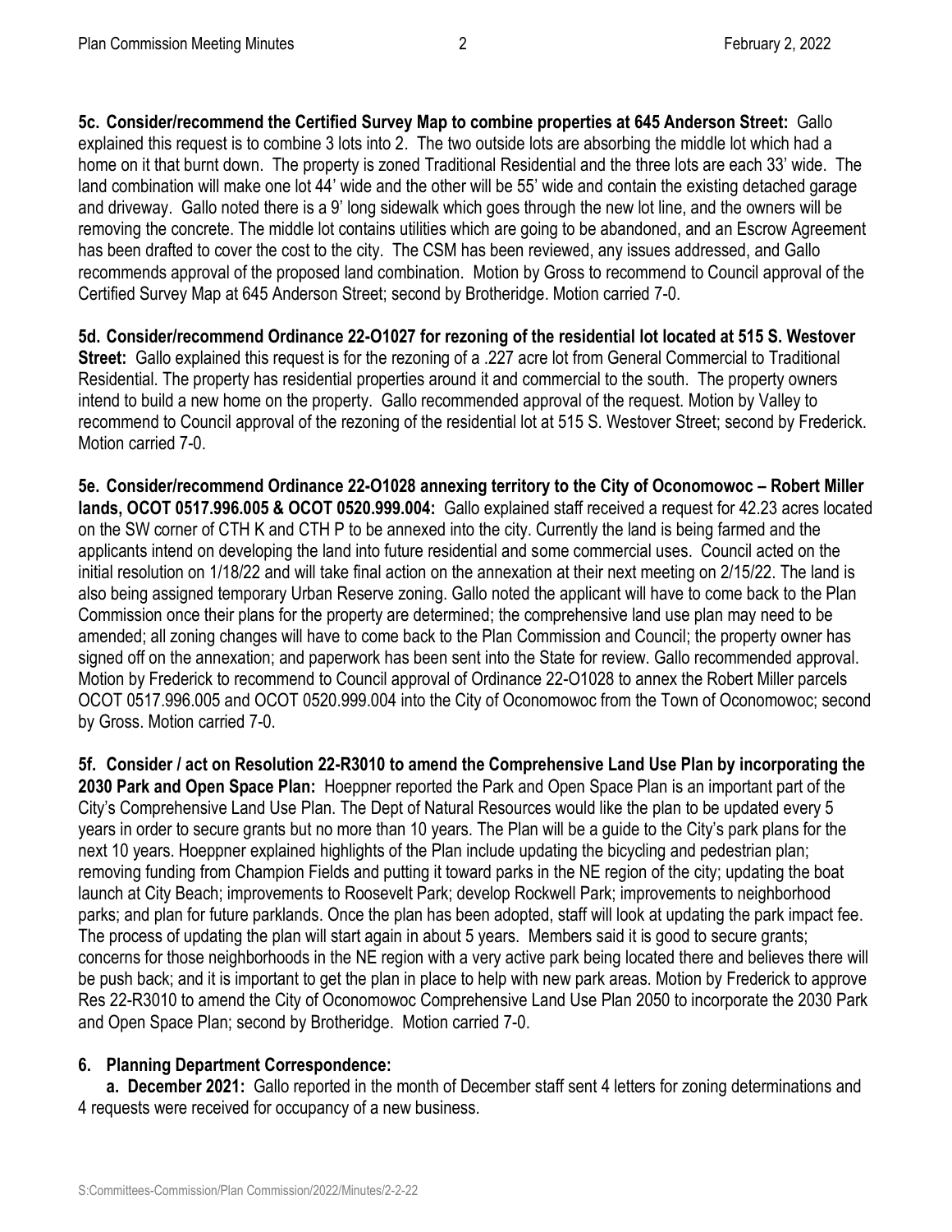**5c. Consider/recommend the Certified Survey Map to combine properties at 645 Anderson Street:** Gallo explained this request is to combine 3 lots into 2. The two outside lots are absorbing the middle lot which had a home on it that burnt down. The property is zoned Traditional Residential and the three lots are each 33' wide. The land combination will make one lot 44' wide and the other will be 55' wide and contain the existing detached garage and driveway. Gallo noted there is a 9' long sidewalk which goes through the new lot line, and the owners will be removing the concrete. The middle lot contains utilities which are going to be abandoned, and an Escrow Agreement has been drafted to cover the cost to the city. The CSM has been reviewed, any issues addressed, and Gallo recommends approval of the proposed land combination. Motion by Gross to recommend to Council approval of the Certified Survey Map at 645 Anderson Street; second by Brotheridge. Motion carried 7-0.

**5d. Consider/recommend Ordinance 22-O1027 for rezoning of the residential lot located at 515 S. Westover Street:** Gallo explained this request is for the rezoning of a .227 acre lot from General Commercial to Traditional Residential. The property has residential properties around it and commercial to the south. The property owners intend to build a new home on the property. Gallo recommended approval of the request. Motion by Valley to recommend to Council approval of the rezoning of the residential lot at 515 S. Westover Street; second by Frederick. Motion carried 7-0.

**5e. Consider/recommend Ordinance 22-O1028 annexing territory to the City of Oconomowoc – Robert Miller lands, OCOT 0517.996.005 & OCOT 0520.999.004:** Gallo explained staff received a request for 42.23 acres located on the SW corner of CTH K and CTH P to be annexed into the city. Currently the land is being farmed and the applicants intend on developing the land into future residential and some commercial uses. Council acted on the initial resolution on 1/18/22 and will take final action on the annexation at their next meeting on 2/15/22. The land is also being assigned temporary Urban Reserve zoning. Gallo noted the applicant will have to come back to the Plan Commission once their plans for the property are determined; the comprehensive land use plan may need to be amended; all zoning changes will have to come back to the Plan Commission and Council; the property owner has signed off on the annexation; and paperwork has been sent into the State for review. Gallo recommended approval. Motion by Frederick to recommend to Council approval of Ordinance 22-O1028 to annex the Robert Miller parcels OCOT 0517.996.005 and OCOT 0520.999.004 into the City of Oconomowoc from the Town of Oconomowoc; second by Gross. Motion carried 7-0.

**5f. Consider / act on Resolution 22-R3010 to amend the Comprehensive Land Use Plan by incorporating the 2030 Park and Open Space Plan:** Hoeppner reported the Park and Open Space Plan is an important part of the City's Comprehensive Land Use Plan. The Dept of Natural Resources would like the plan to be updated every 5 years in order to secure grants but no more than 10 years. The Plan will be a guide to the City's park plans for the next 10 years. Hoeppner explained highlights of the Plan include updating the bicycling and pedestrian plan; removing funding from Champion Fields and putting it toward parks in the NE region of the city; updating the boat launch at City Beach; improvements to Roosevelt Park; develop Rockwell Park; improvements to neighborhood parks; and plan for future parklands. Once the plan has been adopted, staff will look at updating the park impact fee. The process of updating the plan will start again in about 5 years. Members said it is good to secure grants; concerns for those neighborhoods in the NE region with a very active park being located there and believes there will be push back; and it is important to get the plan in place to help with new park areas. Motion by Frederick to approve Res 22-R3010 to amend the City of Oconomowoc Comprehensive Land Use Plan 2050 to incorporate the 2030 Park and Open Space Plan; second by Brotheridge. Motion carried 7-0.

**6. Planning Department Correspondence:**

**a. December 2021:** Gallo reported in the month of December staff sent 4 letters for zoning determinations and 4 requests were received for occupancy of a new business.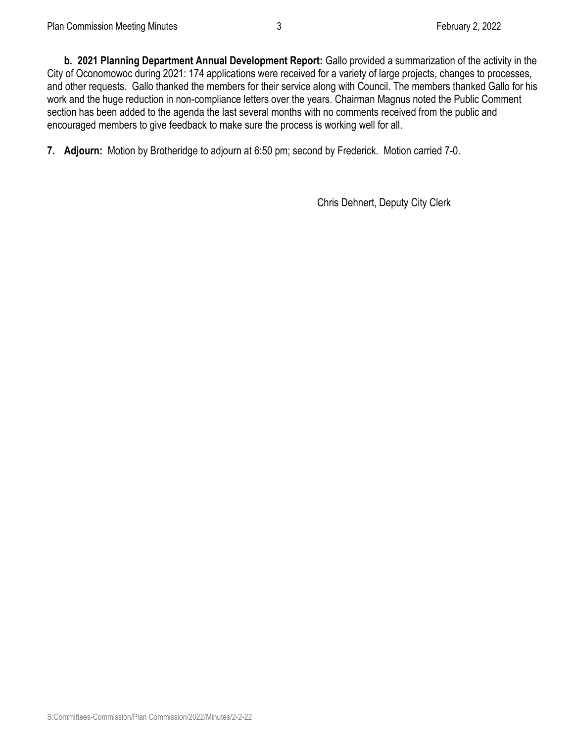**b. 2021 Planning Department Annual Development Report:** Gallo provided a summarization of the activity in the City of Oconomowoc during 2021: 174 applications were received for a variety of large projects, changes to processes, and other requests. Gallo thanked the members for their service along with Council. The members thanked Gallo for his work and the huge reduction in non-compliance letters over the years. Chairman Magnus noted the Public Comment section has been added to the agenda the last several months with no comments received from the public and encouraged members to give feedback to make sure the process is working well for all.

**7. Adjourn:** Motion by Brotheridge to adjourn at 6:50 pm; second by Frederick. Motion carried 7-0.

Chris Dehnert, Deputy City Clerk

S:Committees-Commission/Plan Commission/2022/Minutes/2-2-22